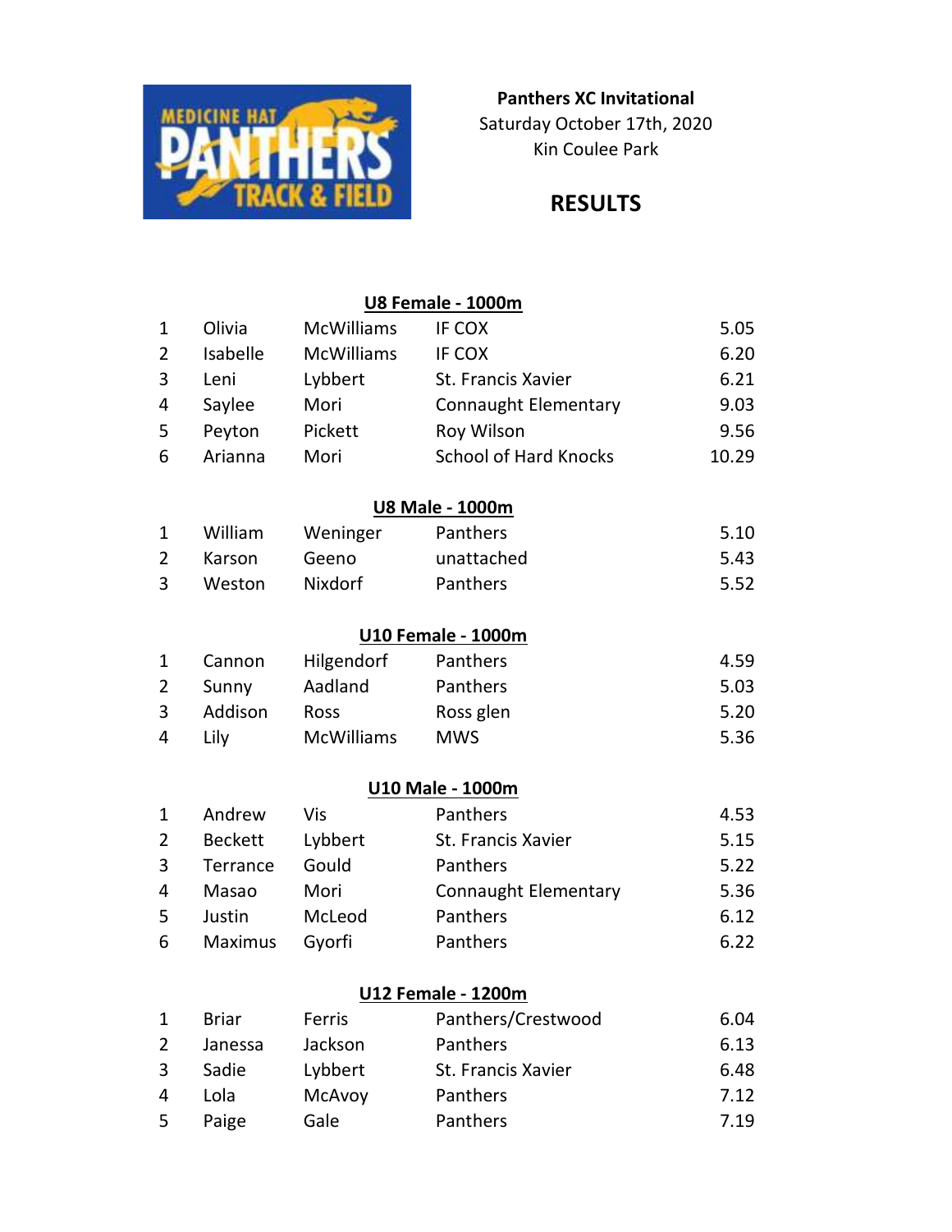**Panthers XC Invitational**
Saturday October 17th, 2020
Kin Coulee Park

# RESULTS

## U8 Female - 1000m

| | | | | |
|---|---|---|---|---|
| 1 | Olivia | McWilliams | IF COX | 5.05 |
| 2 | Isabelle | McWilliams | IF COX | 6.20 |
| 3 | Leni | Lybbert | St. Francis Xavier | 6.21 |
| 4 | Saylee | Mori | Connaught Elementary | 9.03 |
| 5 | Peyton | Pickett | Roy Wilson | 9.56 |
| 6 | Arianna | Mori | School of Hard Knocks | 10.29 |

## U8 Male - 1000m

| | | | | |
|---|---|---|---|---|
| 1 | William | Weninger | Panthers | 5.10 |
| 2 | Karson | Geeno | unattached | 5.43 |
| 3 | Weston | Nixdorf | Panthers | 5.52 |

## U10 Female - 1000m

| | | | | |
|---|---|---|---|---|
| 1 | Cannon | Hilgendorf | Panthers | 4.59 |
| 2 | Sunny | Aadland | Panthers | 5.03 |
| 3 | Addison | Ross | Ross glen | 5.20 |
| 4 | Lily | McWilliams | MWS | 5.36 |

## U10 Male - 1000m

| | | | | |
|---|---|---|---|---|
| 1 | Andrew | Vis | Panthers | 4.53 |
| 2 | Beckett | Lybbert | St. Francis Xavier | 5.15 |
| 3 | Terrance | Gould | Panthers | 5.22 |
| 4 | Masao | Mori | Connaught Elementary | 5.36 |
| 5 | Justin | McLeod | Panthers | 6.12 |
| 6 | Maximus | Gyorfi | Panthers | 6.22 |

## U12 Female - 1200m

| | | | | |
|---|---|---|---|---|
| 1 | Briar | Ferris | Panthers/Crestwood | 6.04 |
| 2 | Janessa | Jackson | Panthers | 6.13 |
| 3 | Sadie | Lybbert | St. Francis Xavier | 6.48 |
| 4 | Lola | McAvoy | Panthers | 7.12 |
| 5 | Paige | Gale | Panthers | 7.19 |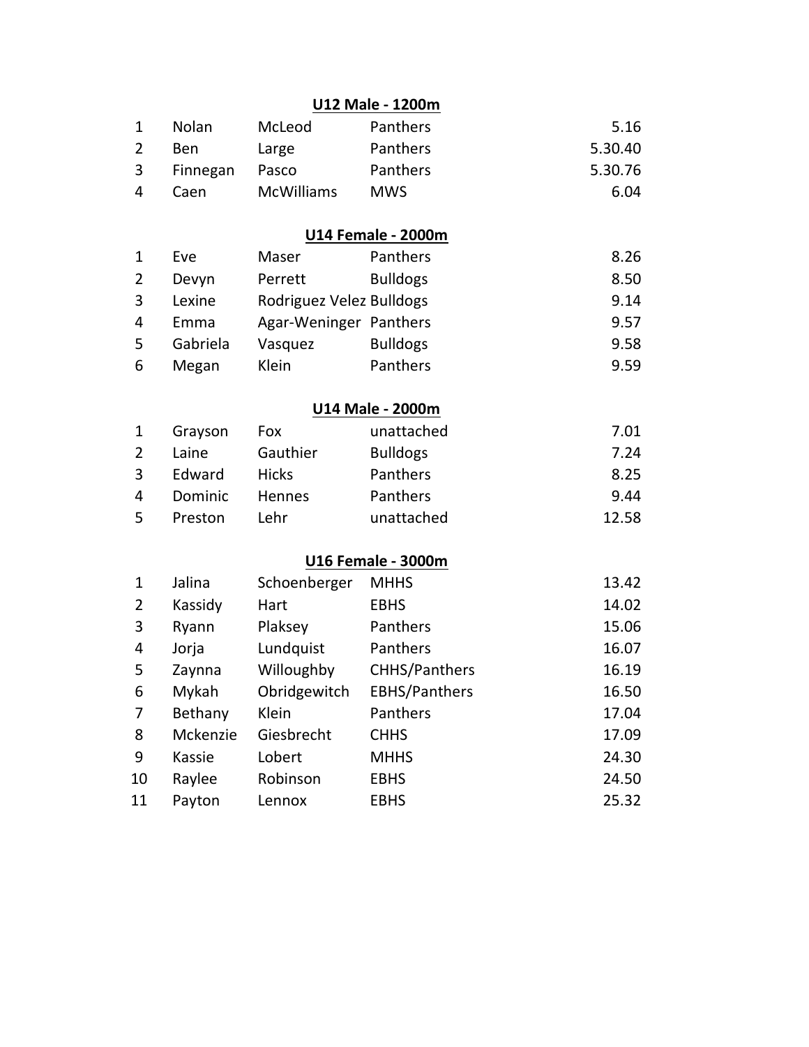**U12 Male - 1200m**

| | | | | |
|---|---|---|---|---|
| 1 | Nolan | McLeod | Panthers | 5.16 |
| 2 | Ben | Large | Panthers | 5.30.40 |
| 3 | Finnegan | Pasco | Panthers | 5.30.76 |
| 4 | Caen | McWilliams | MWS | 6.04 |

**U14 Female - 2000m**

| | | | | |
|---|---|---|---|---|
| 1 | Eve | Maser | Panthers | 8.26 |
| 2 | Devyn | Perrett | Bulldogs | 8.50 |
| 3 | Lexine | Rodriguez Velez | Bulldogs | 9.14 |
| 4 | Emma | Agar-Weninger | Panthers | 9.57 |
| 5 | Gabriela | Vasquez | Bulldogs | 9.58 |
| 6 | Megan | Klein | Panthers | 9.59 |

**U14 Male - 2000m**

| | | | | |
|---|---|---|---|---|
| 1 | Grayson | Fox | unattached | 7.01 |
| 2 | Laine | Gauthier | Bulldogs | 7.24 |
| 3 | Edward | Hicks | Panthers | 8.25 |
| 4 | Dominic | Hennes | Panthers | 9.44 |
| 5 | Preston | Lehr | unattached | 12.58 |

**U16 Female - 3000m**

| | | | | |
|---|---|---|---|---|
| 1 | Jalina | Schoenberger | MHHS | 13.42 |
| 2 | Kassidy | Hart | EBHS | 14.02 |
| 3 | Ryann | Plaksey | Panthers | 15.06 |
| 4 | Jorja | Lundquist | Panthers | 16.07 |
| 5 | Zaynna | Willoughby | CHHS/Panthers | 16.19 |
| 6 | Mykah | Obridgewitch | EBHS/Panthers | 16.50 |
| 7 | Bethany | Klein | Panthers | 17.04 |
| 8 | Mckenzie | Giesbrecht | CHHS | 17.09 |
| 9 | Kassie | Lobert | MHHS | 24.30 |
| 10 | Raylee | Robinson | EBHS | 24.50 |
| 11 | Payton | Lennox | EBHS | 25.32 |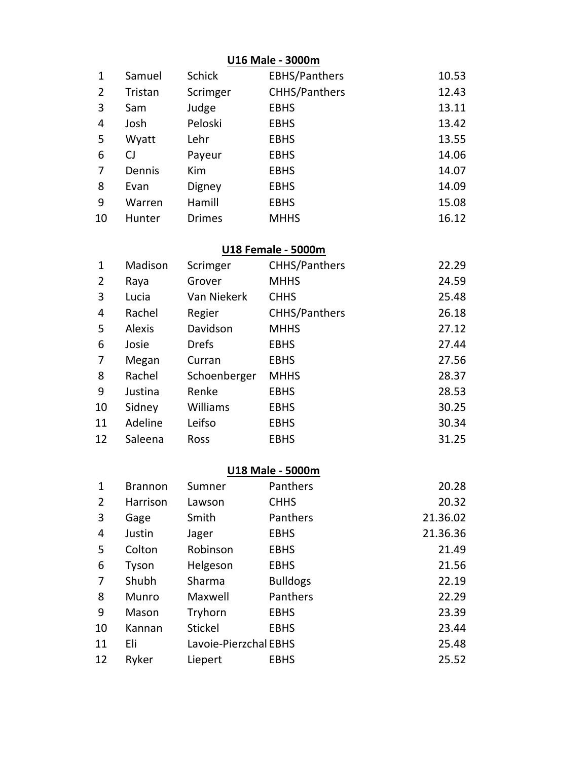**U16 Male - 3000m**

| | | | | |
|---|---|---|---|---|
| 1 | Samuel | Schick | EBHS/Panthers | 10.53 |
| 2 | Tristan | Scrimger | CHHS/Panthers | 12.43 |
| 3 | Sam | Judge | EBHS | 13.11 |
| 4 | Josh | Peloski | EBHS | 13.42 |
| 5 | Wyatt | Lehr | EBHS | 13.55 |
| 6 | CJ | Payeur | EBHS | 14.06 |
| 7 | Dennis | Kim | EBHS | 14.07 |
| 8 | Evan | Digney | EBHS | 14.09 |
| 9 | Warren | Hamill | EBHS | 15.08 |
| 10 | Hunter | Drimes | MHHS | 16.12 |

**U18 Female - 5000m**

| | | | | |
|---|---|---|---|---|
| 1 | Madison | Scrimger | CHHS/Panthers | 22.29 |
| 2 | Raya | Grover | MHHS | 24.59 |
| 3 | Lucia | Van Niekerk | CHHS | 25.48 |
| 4 | Rachel | Regier | CHHS/Panthers | 26.18 |
| 5 | Alexis | Davidson | MHHS | 27.12 |
| 6 | Josie | Drefs | EBHS | 27.44 |
| 7 | Megan | Curran | EBHS | 27.56 |
| 8 | Rachel | Schoenberger | MHHS | 28.37 |
| 9 | Justina | Renke | EBHS | 28.53 |
| 10 | Sidney | Williams | EBHS | 30.25 |
| 11 | Adeline | Leifso | EBHS | 30.34 |
| 12 | Saleena | Ross | EBHS | 31.25 |

**U18 Male - 5000m**

| | | | | |
|---|---|---|---|---|
| 1 | Brannon | Sumner | Panthers | 20.28 |
| 2 | Harrison | Lawson | CHHS | 20.32 |
| 3 | Gage | Smith | Panthers | 21.36.02 |
| 4 | Justin | Jager | EBHS | 21.36.36 |
| 5 | Colton | Robinson | EBHS | 21.49 |
| 6 | Tyson | Helgeson | EBHS | 21.56 |
| 7 | Shubh | Sharma | Bulldogs | 22.19 |
| 8 | Munro | Maxwell | Panthers | 22.29 |
| 9 | Mason | Tryhorn | EBHS | 23.39 |
| 10 | Kannan | Stickel | EBHS | 23.44 |
| 11 | Eli | Lavoie-Pierzchal | EBHS | 25.48 |
| 12 | Ryker | Liepert | EBHS | 25.52 |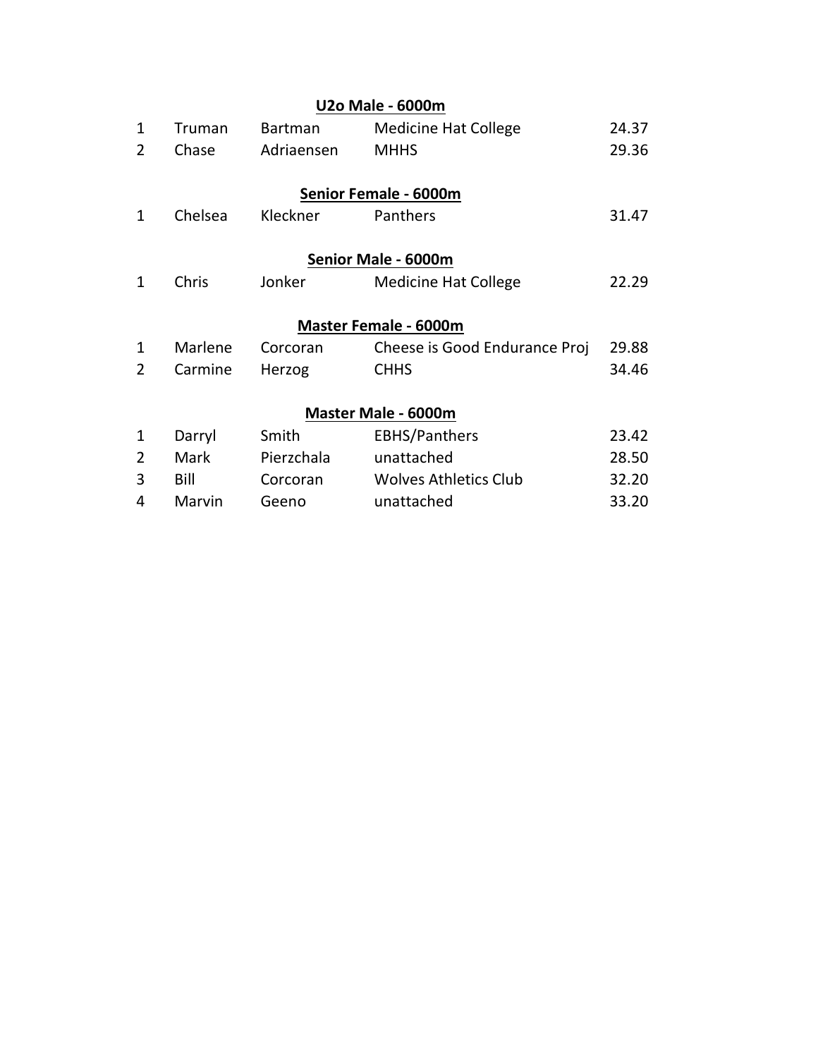**U2o Male - 6000m**

| | | | | |
|---|---|---|---|---|
| 1 | Truman | Bartman | Medicine Hat College | 24.37 |
| 2 | Chase | Adriaensen | MHHS | 29.36 |

**Senior Female - 6000m**

| | | | | |
|---|---|---|---|---|
| 1 | Chelsea | Kleckner | Panthers | 31.47 |

**Senior Male - 6000m**

| | | | | |
|---|---|---|---|---|
| 1 | Chris | Jonker | Medicine Hat College | 22.29 |

**Master Female - 6000m**

| | | | | |
|---|---|---|---|---|
| 1 | Marlene | Corcoran | Cheese is Good Endurance Proj | 29.88 |
| 2 | Carmine | Herzog | CHHS | 34.46 |

**Master Male - 6000m**

| | | | | |
|---|---|---|---|---|
| 1 | Darryl | Smith | EBHS/Panthers | 23.42 |
| 2 | Mark | Pierzchala | unattached | 28.50 |
| 3 | Bill | Corcoran | Wolves Athletics Club | 32.20 |
| 4 | Marvin | Geeno | unattached | 33.20 |